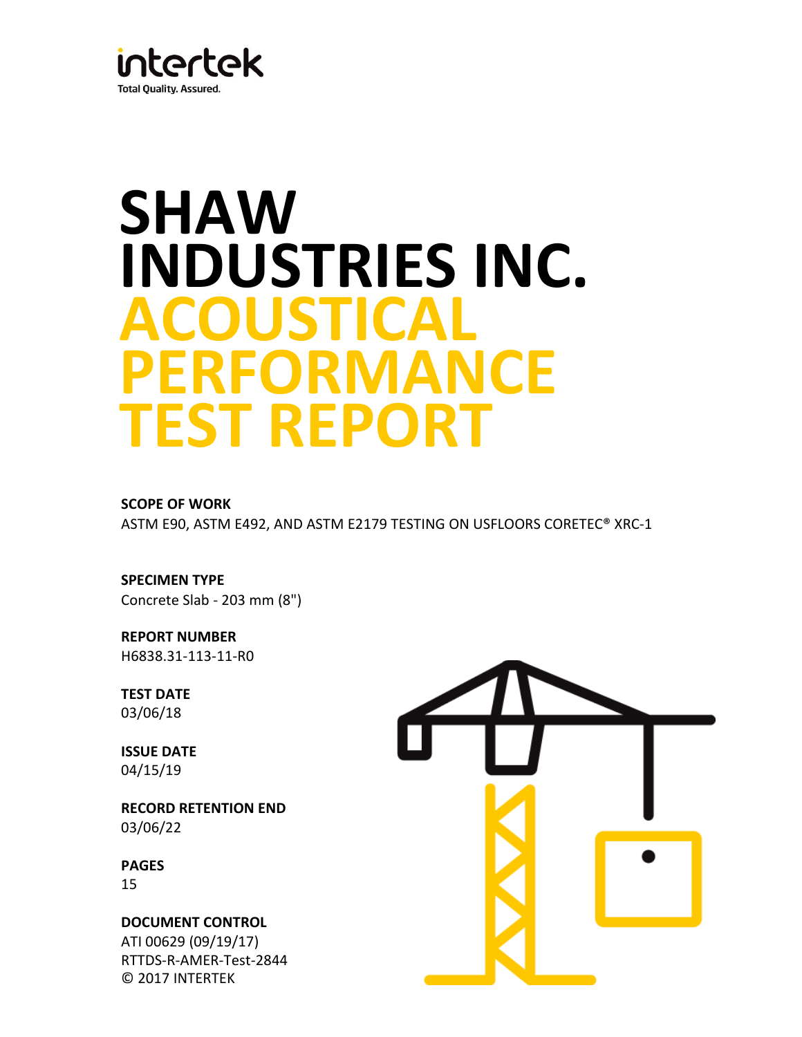intertek
Total Quality. Assured.

# SHAW INDUSTRIES INC.
# ACOUSTICAL PERFORMANCE TEST REPORT

**SCOPE OF WORK**
ASTM E90, ASTM E492, AND ASTM E2179 TESTING ON USFLOORS CORETEC® XRC-1

**SPECIMEN TYPE**
Concrete Slab - 203 mm (8")

**REPORT NUMBER**
H6838.31-113-11-R0

**TEST DATE**
03/06/18

**ISSUE DATE**
04/15/19

**RECORD RETENTION END**
03/06/22

**PAGES**
15

**DOCUMENT CONTROL**
ATI 00629 (09/19/17)
RTTDS-R-AMER-Test-2844
© 2017 INTERTEK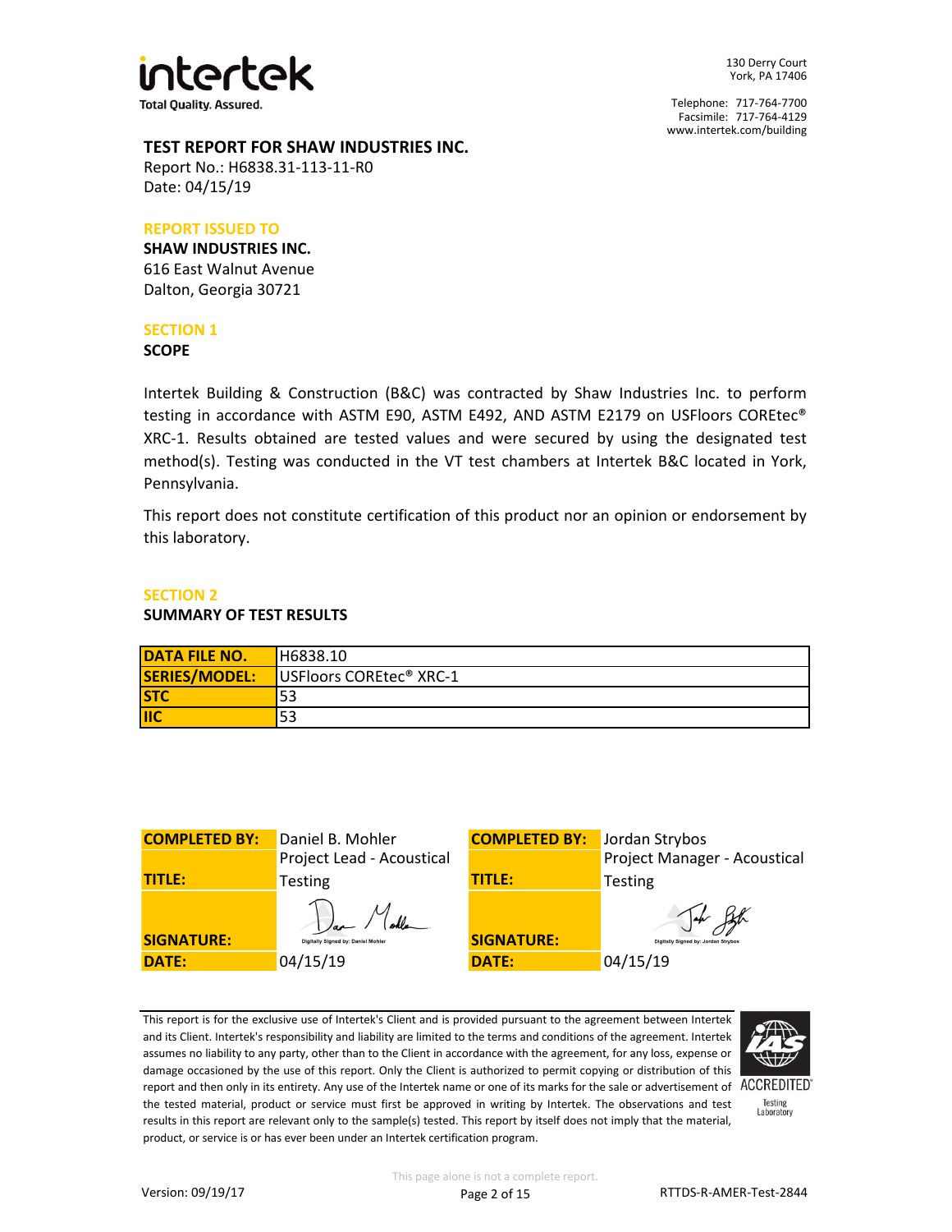intertek

Total Quality. Assured.

130 Derry Court
York, PA 17406

Telephone: 717-764-7700
Facsimile: 717-764-4129
www.intertek.com/building

**TEST REPORT FOR SHAW INDUSTRIES INC.**
Report No.: H6838.31-113-11-R0
Date: 04/15/19

**REPORT ISSUED TO**

**SHAW INDUSTRIES INC.**
616 East Walnut Avenue
Dalton, Georgia 30721

## SECTION 1

### SCOPE

Intertek Building & Construction (B&C) was contracted by Shaw Industries Inc. to perform testing in accordance with ASTM E90, ASTM E492, AND ASTM E2179 on USFloors COREtec® XRC-1. Results obtained are tested values and were secured by using the designated test method(s). Testing was conducted in the VT test chambers at Intertek B&C located in York, Pennsylvania.

This report does not constitute certification of this product nor an opinion or endorsement by this laboratory.

## SECTION 2

### SUMMARY OF TEST RESULTS

| DATA FILE NO. | H6838.10 |
|---|---|
| SERIES/MODEL: | USFloors COREtec® XRC-1 |
| STC | 53 |
| IIC | 53 |

| COMPLETED BY: | Daniel B. Mohler | COMPLETED BY: | Jordan Strybos |
|---|---|---|---|
| TITLE: | Project Lead - Acoustical Testing | TITLE: | Project Manager - Acoustical Testing |
| SIGNATURE: | Digitally Signed by: Daniel Mohler | SIGNATURE: | Digitally Signed by: Jordan Strybos |
| DATE: | 04/15/19 | DATE: | 04/15/19 |

This report is for the exclusive use of Intertek's Client and is provided pursuant to the agreement between Intertek and its Client. Intertek's responsibility and liability are limited to the terms and conditions of the agreement. Intertek assumes no liability to any party, other than to the Client in accordance with the agreement, for any loss, expense or damage occasioned by the use of this report. Only the Client is authorized to permit copying or distribution of this report and then only in its entirety. Any use of the Intertek name or one of its marks for the sale or advertisement of the tested material, product or service must first be approved in writing by Intertek. The observations and test results in this report are relevant only to the sample(s) tested. This report by itself does not imply that the material, product, or service is or has ever been under an Intertek certification program.

IAS ACCREDITED Testing Laboratory

This page alone is not a complete report.

Version: 09/19/17

RTTDS-R-AMER-Test-2844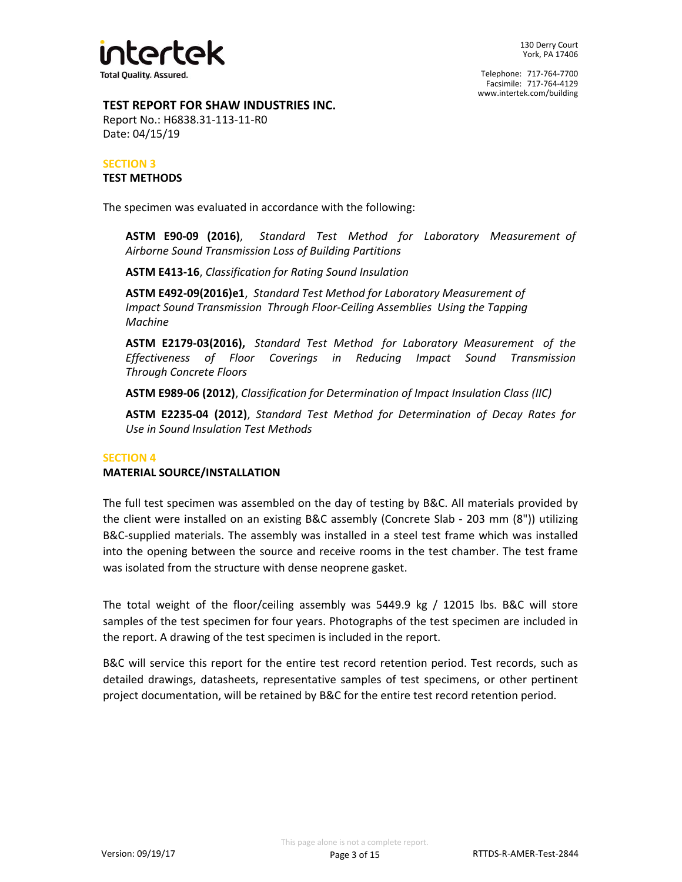**TEST REPORT FOR SHAW INDUSTRIES INC.**
Report No.: H6838.31-113-11-R0
Date: 04/15/19

## SECTION 3
### TEST METHODS

The specimen was evaluated in accordance with the following:

> **ASTM E90-09 (2016)**, *Standard Test Method for Laboratory Measurement of Airborne Sound Transmission Loss of Building Partitions*
>
> **ASTM E413-16**, *Classification for Rating Sound Insulation*
>
> **ASTM E492-09(2016)e1**, *Standard Test Method for Laboratory Measurement of Impact Sound Transmission Through Floor-Ceiling Assemblies Using the Tapping Machine*
>
> **ASTM E2179-03(2016),** *Standard Test Method for Laboratory Measurement of the Effectiveness of Floor Coverings in Reducing Impact Sound Transmission Through Concrete Floors*
>
> **ASTM E989-06 (2012)**, *Classification for Determination of Impact Insulation Class (IIC)*
>
> **ASTM E2235-04 (2012)**, *Standard Test Method for Determination of Decay Rates for Use in Sound Insulation Test Methods*

## SECTION 4
### MATERIAL SOURCE/INSTALLATION

The full test specimen was assembled on the day of testing by B&C. All materials provided by the client were installed on an existing B&C assembly (Concrete Slab - 203 mm (8")) utilizing B&C-supplied materials. The assembly was installed in a steel test frame which was installed into the opening between the source and receive rooms in the test chamber. The test frame was isolated from the structure with dense neoprene gasket.

The total weight of the floor/ceiling assembly was 5449.9 kg / 12015 lbs. B&C will store samples of the test specimen for four years. Photographs of the test specimen are included in the report. A drawing of the test specimen is included in the report.

B&C will service this report for the entire test record retention period. Test records, such as detailed drawings, datasheets, representative samples of test specimens, or other pertinent project documentation, will be retained by B&C for the entire test record retention period.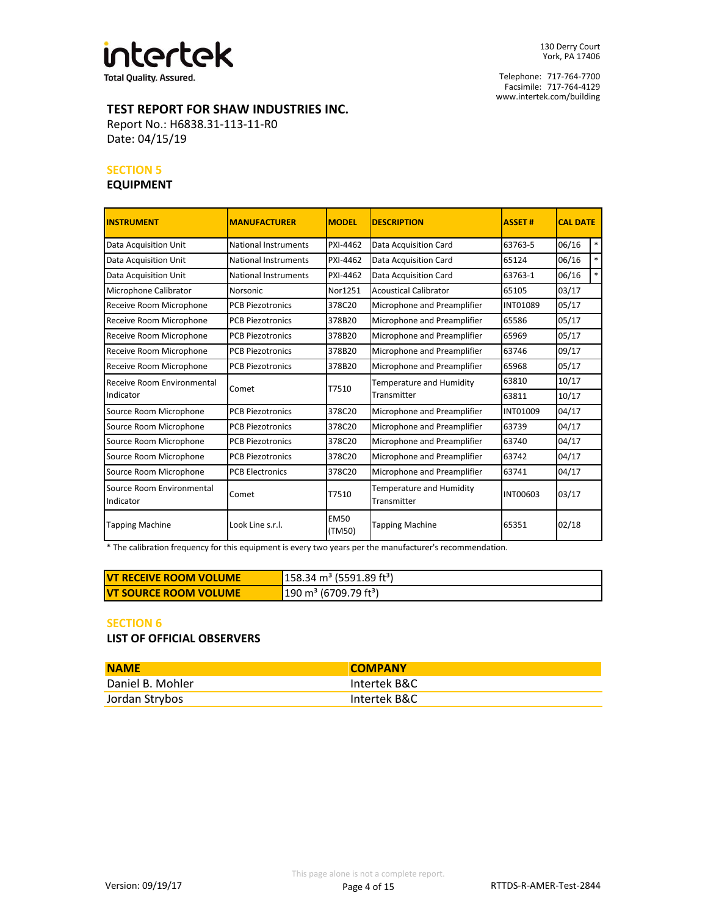intertek

Total Quality. Assured.

130 Derry Court
York, PA 17406

Telephone: 717-764-7700
Facsimile: 717-764-4129
www.intertek.com/building

## TEST REPORT FOR SHAW INDUSTRIES INC.

Report No.: H6838.31-113-11-R0
Date: 04/15/19

### SECTION 5

### EQUIPMENT

| INSTRUMENT | MANUFACTURER | MODEL | DESCRIPTION | ASSET # | CAL DATE | |
|---|---|---|---|---|---|---|
| Data Acquisition Unit | National Instruments | PXI-4462 | Data Acquisition Card | 63763-5 | 06/16 | * |
| Data Acquisition Unit | National Instruments | PXI-4462 | Data Acquisition Card | 65124 | 06/16 | * |
| Data Acquisition Unit | National Instruments | PXI-4462 | Data Acquisition Card | 63763-1 | 06/16 | * |
| Microphone Calibrator | Norsonic | Nor1251 | Acoustical Calibrator | 65105 | 03/17 | |
| Receive Room Microphone | PCB Piezotronics | 378C20 | Microphone and Preamplifier | INT01089 | 05/17 | |
| Receive Room Microphone | PCB Piezotronics | 378B20 | Microphone and Preamplifier | 65586 | 05/17 | |
| Receive Room Microphone | PCB Piezotronics | 378B20 | Microphone and Preamplifier | 65969 | 05/17 | |
| Receive Room Microphone | PCB Piezotronics | 378B20 | Microphone and Preamplifier | 63746 | 09/17 | |
| Receive Room Microphone | PCB Piezotronics | 378B20 | Microphone and Preamplifier | 65968 | 05/17 | |
| Receive Room Environmental Indicator | Comet | T7510 | Temperature and Humidity Transmitter | 63810 | 10/17 | |
| | | | | 63811 | 10/17 | |
| Source Room Microphone | PCB Piezotronics | 378C20 | Microphone and Preamplifier | INT01009 | 04/17 | |
| Source Room Microphone | PCB Piezotronics | 378C20 | Microphone and Preamplifier | 63739 | 04/17 | |
| Source Room Microphone | PCB Piezotronics | 378C20 | Microphone and Preamplifier | 63740 | 04/17 | |
| Source Room Microphone | PCB Piezotronics | 378C20 | Microphone and Preamplifier | 63742 | 04/17 | |
| Source Room Microphone | PCB Electronics | 378C20 | Microphone and Preamplifier | 63741 | 04/17 | |
| Source Room Environmental Indicator | Comet | T7510 | Temperature and Humidity Transmitter | INT00603 | 03/17 | |
| Tapping Machine | Look Line s.r.l. | EM50 (TM50) | Tapping Machine | 65351 | 02/18 | |

* The calibration frequency for this equipment is every two years per the manufacturer's recommendation.

| | |
|---|---|
| VT RECEIVE ROOM VOLUME | 158.34 m³ (5591.89 ft³) |
| VT SOURCE ROOM VOLUME | 190 m³ (6709.79 ft³) |

### SECTION 6

### LIST OF OFFICIAL OBSERVERS

| NAME | COMPANY |
|---|---|
| Daniel B. Mohler | Intertek B&C |
| Jordan Strybos | Intertek B&C |

This page alone is not a complete report.

Version: 09/19/17

RTTDS-R-AMER-Test-2844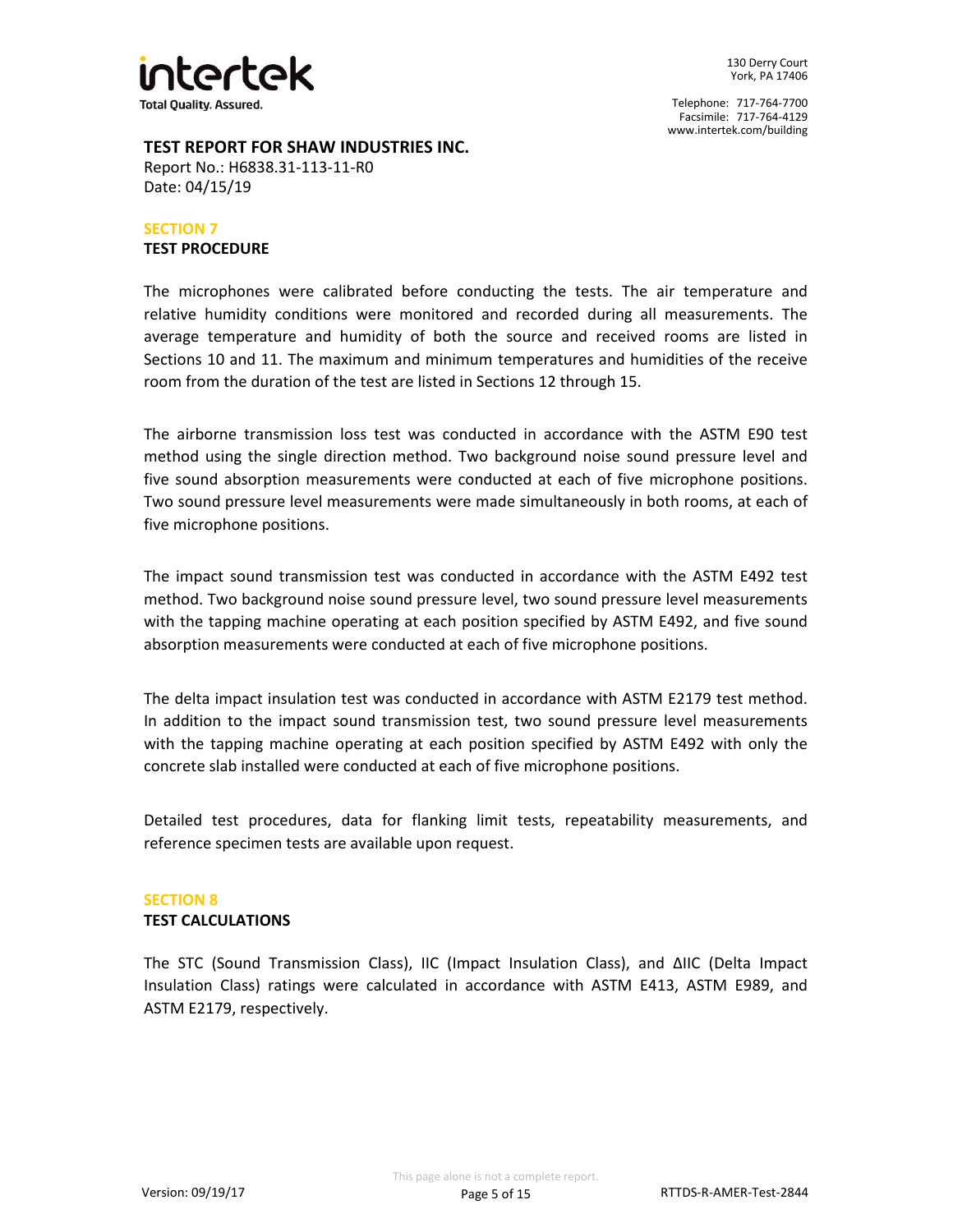**TEST REPORT FOR SHAW INDUSTRIES INC.**
Report No.: H6838.31-113-11-R0
Date: 04/15/19

## SECTION 7
### TEST PROCEDURE

The microphones were calibrated before conducting the tests. The air temperature and relative humidity conditions were monitored and recorded during all measurements. The average temperature and humidity of both the source and received rooms are listed in Sections 10 and 11. The maximum and minimum temperatures and humidities of the receive room from the duration of the test are listed in Sections 12 through 15.

The airborne transmission loss test was conducted in accordance with the ASTM E90 test method using the single direction method. Two background noise sound pressure level and five sound absorption measurements were conducted at each of five microphone positions. Two sound pressure level measurements were made simultaneously in both rooms, at each of five microphone positions.

The impact sound transmission test was conducted in accordance with the ASTM E492 test method. Two background noise sound pressure level, two sound pressure level measurements with the tapping machine operating at each position specified by ASTM E492, and five sound absorption measurements were conducted at each of five microphone positions.

The delta impact insulation test was conducted in accordance with ASTM E2179 test method. In addition to the impact sound transmission test, two sound pressure level measurements with the tapping machine operating at each position specified by ASTM E492 with only the concrete slab installed were conducted at each of five microphone positions.

Detailed test procedures, data for flanking limit tests, repeatability measurements, and reference specimen tests are available upon request.

## SECTION 8
### TEST CALCULATIONS

The STC (Sound Transmission Class), IIC (Impact Insulation Class), and ΔIIC (Delta Impact Insulation Class) ratings were calculated in accordance with ASTM E413, ASTM E989, and ASTM E2179, respectively.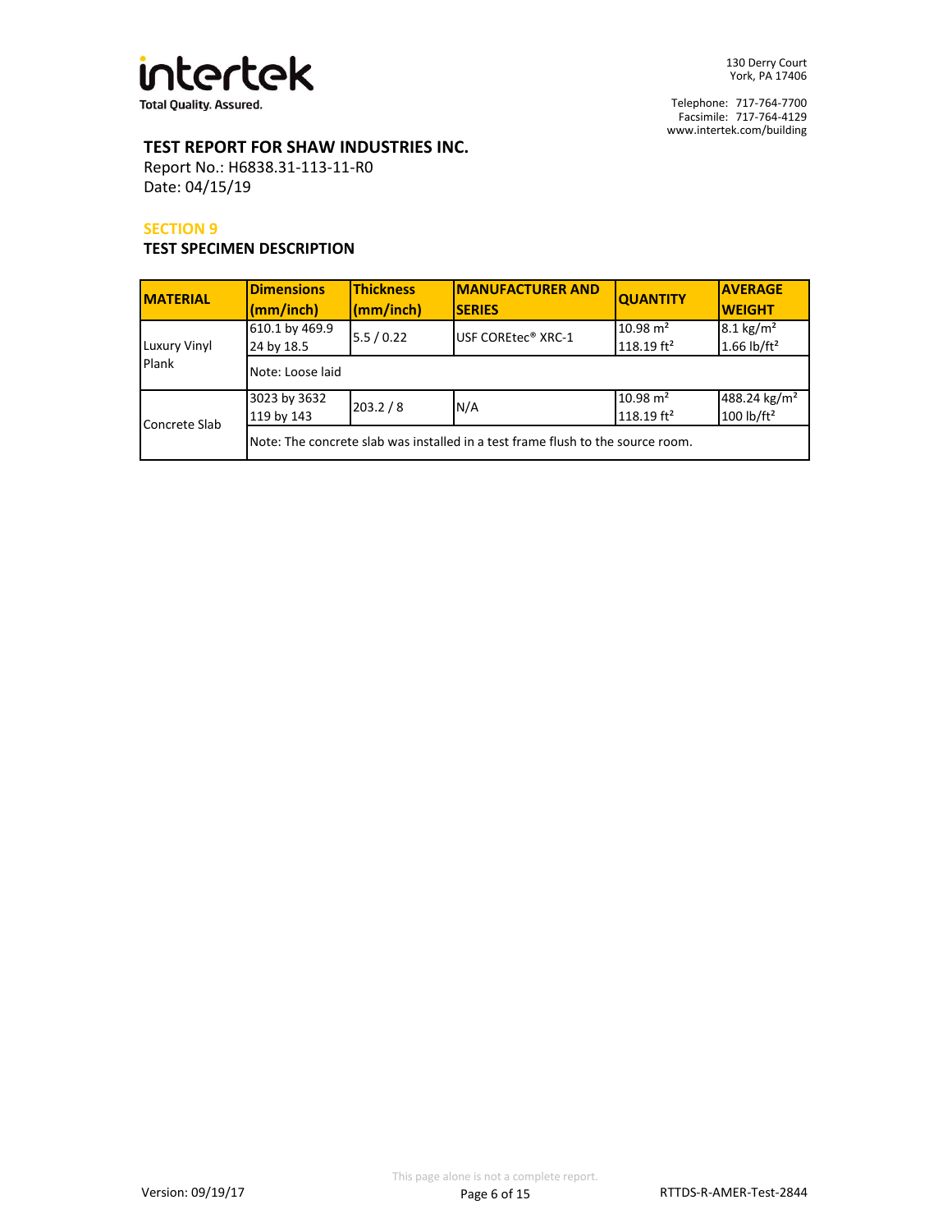**TEST REPORT FOR SHAW INDUSTRIES INC.**
Report No.: H6838.31-113-11-R0
Date: 04/15/19

## SECTION 9

### TEST SPECIMEN DESCRIPTION

| MATERIAL | Dimensions (mm/inch) | Thickness (mm/inch) | MANUFACTURER AND SERIES | QUANTITY | AVERAGE WEIGHT |
|---|---|---|---|---|---|
| Luxury Vinyl Plank | 610.1 by 469.9<br>24 by 18.5 | 5.5 / 0.22 | USF COREtec® XRC-1 | 10.98 m²<br>118.19 ft² | 8.1 kg/m²<br>1.66 lb/ft² |
| | Note: Loose laid | | | | |
| Concrete Slab | 3023 by 3632<br>119 by 143 | 203.2 / 8 | N/A | 10.98 m²<br>118.19 ft² | 488.24 kg/m²<br>100 lb/ft² |
| | Note: The concrete slab was installed in a test frame flush to the source room. | | | | |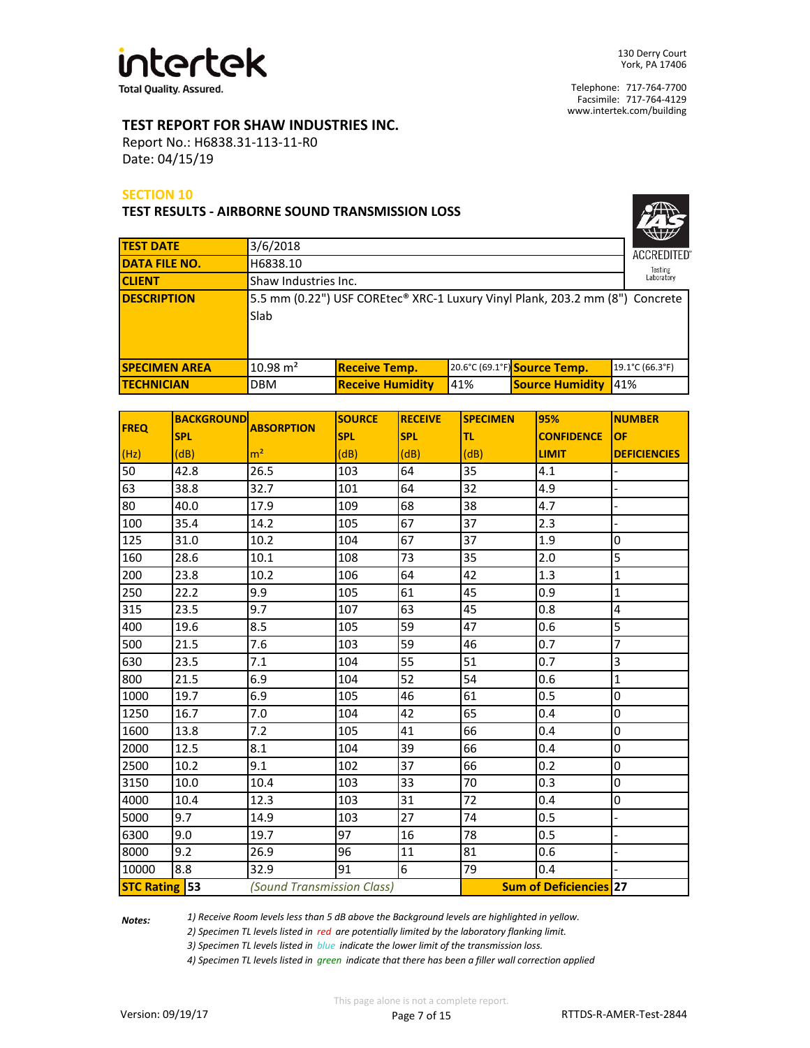**intertek**
Total Quality. Assured.

130 Derry Court
York, PA 17406

Telephone: 717-764-7700
Facsimile: 717-764-4129
www.intertek.com/building

## TEST REPORT FOR SHAW INDUSTRIES INC.

Report No.: H6838.31-113-11-R0
Date: 04/15/19

### SECTION 10

### TEST RESULTS - AIRBORNE SOUND TRANSMISSION LOSS

IAS ACCREDITED Testing Laboratory

| | | | | | |
|---|---|---|---|---|---|
| **TEST DATE** | 3/6/2018 | | | | |
| **DATA FILE NO.** | H6838.10 | | | | |
| **CLIENT** | Shaw Industries Inc. | | | | |
| **DESCRIPTION** | 5.5 mm (0.22") USF COREtec® XRC-1 Luxury Vinyl Plank, 203.2 mm (8") Concrete Slab | | | | |
| **SPECIMEN AREA** | 10.98 m² | **Receive Temp.** | 20.6°C (69.1°F) | **Source Temp.** | 19.1°C (66.3°F) |
| **TECHNICIAN** | DBM | **Receive Humidity** | 41% | **Source Humidity** | 41% |

| FREQ (Hz) | BACKGROUND SPL (dB) | ABSORPTION m² | SOURCE SPL (dB) | RECEIVE SPL (dB) | SPECIMEN TL (dB) | 95% CONFIDENCE LIMIT | NUMBER OF DEFICIENCIES |
|---|---|---|---|---|---|---|---|
| 50 | 42.8 | 26.5 | 103 | 64 | 35 | 4.1 | - |
| 63 | 38.8 | 32.7 | 101 | 64 | 32 | 4.9 | - |
| 80 | 40.0 | 17.9 | 109 | 68 | 38 | 4.7 | - |
| 100 | 35.4 | 14.2 | 105 | 67 | 37 | 2.3 | - |
| 125 | 31.0 | 10.2 | 104 | 67 | 37 | 1.9 | 0 |
| 160 | 28.6 | 10.1 | 108 | 73 | 35 | 2.0 | 5 |
| 200 | 23.8 | 10.2 | 106 | 64 | 42 | 1.3 | 1 |
| 250 | 22.2 | 9.9 | 105 | 61 | 45 | 0.9 | 1 |
| 315 | 23.5 | 9.7 | 107 | 63 | 45 | 0.8 | 4 |
| 400 | 19.6 | 8.5 | 105 | 59 | 47 | 0.6 | 5 |
| 500 | 21.5 | 7.6 | 103 | 59 | 46 | 0.7 | 7 |
| 630 | 23.5 | 7.1 | 104 | 55 | 51 | 0.7 | 3 |
| 800 | 21.5 | 6.9 | 104 | 52 | 54 | 0.6 | 1 |
| 1000 | 19.7 | 6.9 | 105 | 46 | 61 | 0.5 | 0 |
| 1250 | 16.7 | 7.0 | 104 | 42 | 65 | 0.4 | 0 |
| 1600 | 13.8 | 7.2 | 105 | 41 | 66 | 0.4 | 0 |
| 2000 | 12.5 | 8.1 | 104 | 39 | 66 | 0.4 | 0 |
| 2500 | 10.2 | 9.1 | 102 | 37 | 66 | 0.2 | 0 |
| 3150 | 10.0 | 10.4 | 103 | 33 | 70 | 0.3 | 0 |
| 4000 | 10.4 | 12.3 | 103 | 31 | 72 | 0.4 | 0 |
| 5000 | 9.7 | 14.9 | 103 | 27 | 74 | 0.5 | - |
| 6300 | 9.0 | 19.7 | 97 | 16 | 78 | 0.5 | - |
| 8000 | 9.2 | 26.9 | 96 | 11 | 81 | 0.6 | - |
| 10000 | 8.8 | 32.9 | 91 | 6 | 79 | 0.4 | - |
| **STC Rating** | **53** | *(Sound Transmission Class)* | | | **Sum of Deficiencies** | | **27** |

**Notes:**

*1) Receive Room levels less than 5 dB above the Background levels are highlighted in yellow.*
*2) Specimen TL levels listed in red are potentially limited by the laboratory flanking limit.*
*3) Specimen TL levels listed in blue indicate the lower limit of the transmission loss.*
*4) Specimen TL levels listed in green indicate that there has been a filler wall correction applied*

This page alone is not a complete report.

Version: 09/19/17 RTTDS-R-AMER-Test-2844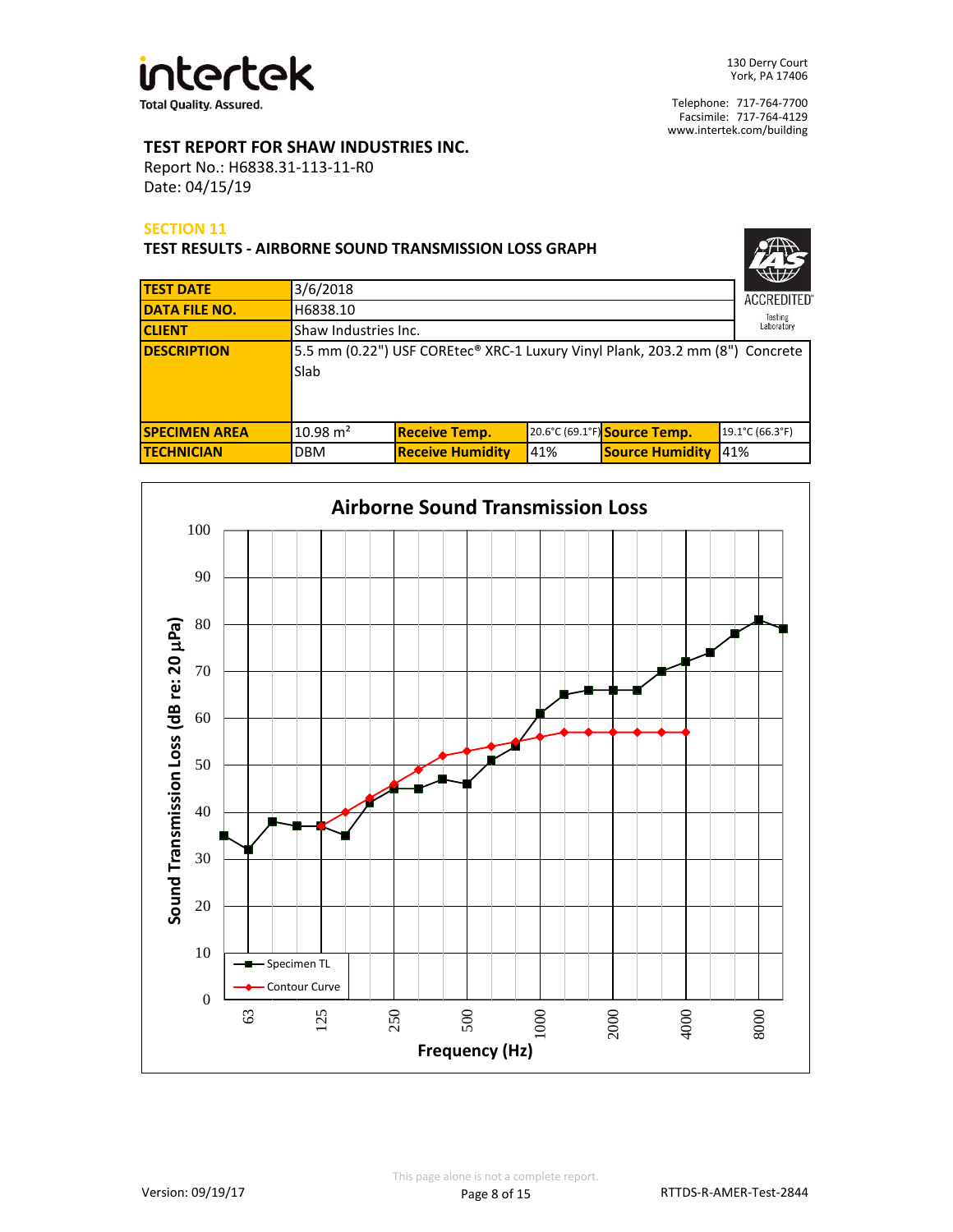**TEST REPORT FOR SHAW INDUSTRIES INC.**
Report No.: H6838.31-113-11-R0
Date: 04/15/19

## SECTION 11

### TEST RESULTS - AIRBORNE SOUND TRANSMISSION LOSS GRAPH

| | | | | | |
|---|---|---|---|---|---|
| **TEST DATE** | 3/6/2018 | | | | |
| **DATA FILE NO.** | H6838.10 | | | | |
| **CLIENT** | Shaw Industries Inc. | | | | |
| **DESCRIPTION** | 5.5 mm (0.22") USF COREtec® XRC-1 Luxury Vinyl Plank, 203.2 mm (8") Concrete Slab | | | | |
| **SPECIMEN AREA** | 10.98 m² | **Receive Temp.** | 20.6°C (69.1°F) | **Source Temp.** | 19.1°C (66.3°F) |
| **TECHNICIAN** | DBM | **Receive Humidity** | 41% | **Source Humidity** | 41% |

**Airborne Sound Transmission Loss**

Sound Transmission Loss (dB re: 20 µPa) vs. Frequency (Hz)

Legend: Specimen TL; Contour Curve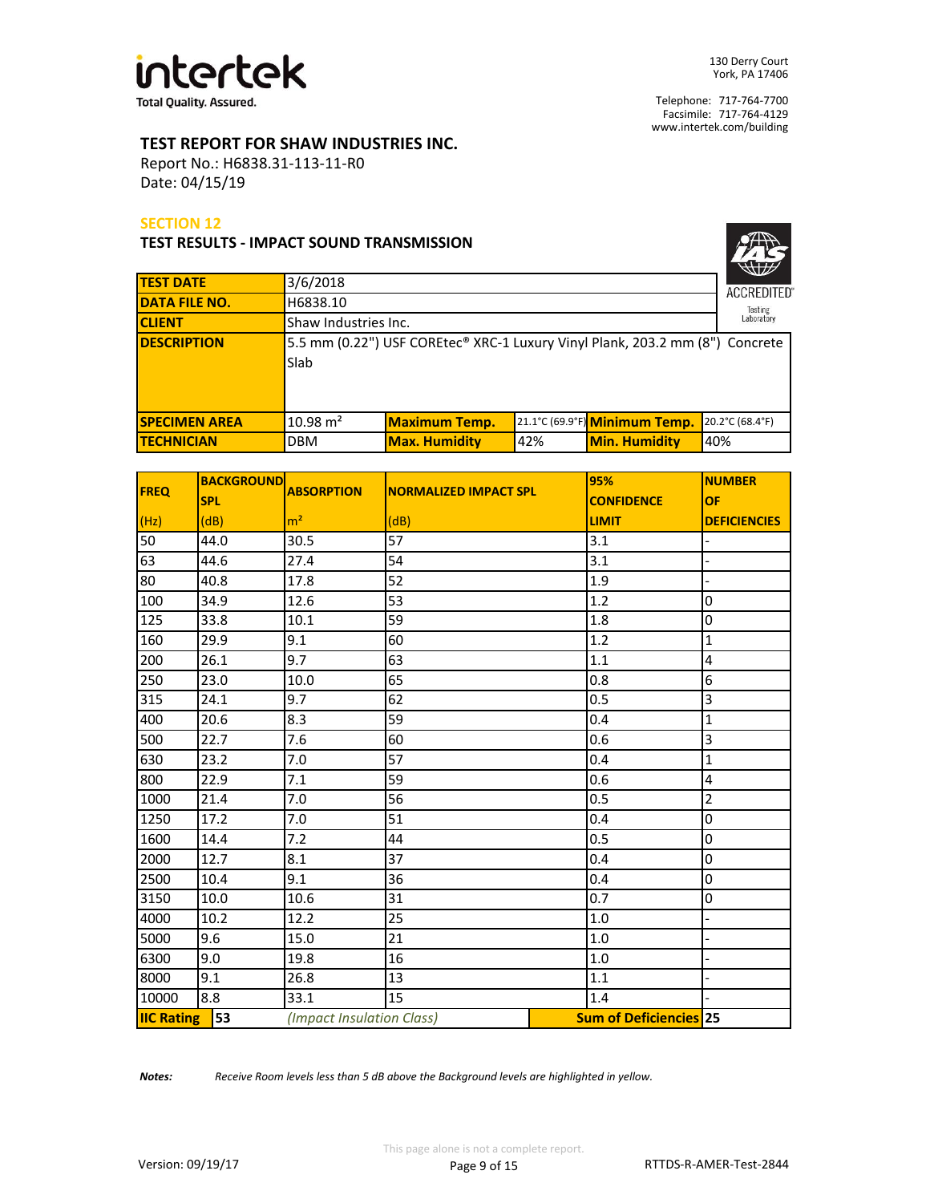**intertek**
Total Quality. Assured.

130 Derry Court
York, PA 17406

Telephone: 717-764-7700
Facsimile: 717-764-4129
www.intertek.com/building

**TEST REPORT FOR SHAW INDUSTRIES INC.**
Report No.: H6838.31-113-11-R0
Date: 04/15/19

## SECTION 12

### TEST RESULTS - IMPACT SOUND TRANSMISSION

IAS ACCREDITED Testing Laboratory

| TEST DATE | 3/6/2018 | | | | |
|---|---|---|---|---|---|
| DATA FILE NO. | H6838.10 | | | | |
| CLIENT | Shaw Industries Inc. | | | | |
| DESCRIPTION | 5.5 mm (0.22") USF COREtec® XRC-1 Luxury Vinyl Plank, 203.2 mm (8") Concrete Slab | | | | |
| SPECIMEN AREA | 10.98 m² | Maximum Temp. | 21.1°C (69.9°F) | Minimum Temp. | 20.2°C (68.4°F) |
| TECHNICIAN | DBM | Max. Humidity | 42% | Min. Humidity | 40% |

| FREQ (Hz) | BACKGROUND SPL (dB) | ABSORPTION m² | NORMALIZED IMPACT SPL (dB) | 95% CONFIDENCE LIMIT | NUMBER OF DEFICIENCIES |
|---|---|---|---|---|---|
| 50 | 44.0 | 30.5 | 57 | 3.1 | - |
| 63 | 44.6 | 27.4 | 54 | 3.1 | - |
| 80 | 40.8 | 17.8 | 52 | 1.9 | - |
| 100 | 34.9 | 12.6 | 53 | 1.2 | 0 |
| 125 | 33.8 | 10.1 | 59 | 1.8 | 0 |
| 160 | 29.9 | 9.1 | 60 | 1.2 | 1 |
| 200 | 26.1 | 9.7 | 63 | 1.1 | 4 |
| 250 | 23.0 | 10.0 | 65 | 0.8 | 6 |
| 315 | 24.1 | 9.7 | 62 | 0.5 | 3 |
| 400 | 20.6 | 8.3 | 59 | 0.4 | 1 |
| 500 | 22.7 | 7.6 | 60 | 0.6 | 3 |
| 630 | 23.2 | 7.0 | 57 | 0.4 | 1 |
| 800 | 22.9 | 7.1 | 59 | 0.6 | 4 |
| 1000 | 21.4 | 7.0 | 56 | 0.5 | 2 |
| 1250 | 17.2 | 7.0 | 51 | 0.4 | 0 |
| 1600 | 14.4 | 7.2 | 44 | 0.5 | 0 |
| 2000 | 12.7 | 8.1 | 37 | 0.4 | 0 |
| 2500 | 10.4 | 9.1 | 36 | 0.4 | 0 |
| 3150 | 10.0 | 10.6 | 31 | 0.7 | 0 |
| 4000 | 10.2 | 12.2 | 25 | 1.0 | - |
| 5000 | 9.6 | 15.0 | 21 | 1.0 | - |
| 6300 | 9.0 | 19.8 | 16 | 1.0 | - |
| 8000 | 9.1 | 26.8 | 13 | 1.1 | - |
| 10000 | 8.8 | 33.1 | 15 | 1.4 | - |
| **IIC Rating** | **53** | *(Impact Insulation Class)* | | **Sum of Deficiencies** | **25** |

***Notes:*** *Receive Room levels less than 5 dB above the Background levels are highlighted in yellow.*

This page alone is not a complete report.

Version: 09/19/17 RTTDS-R-AMER-Test-2844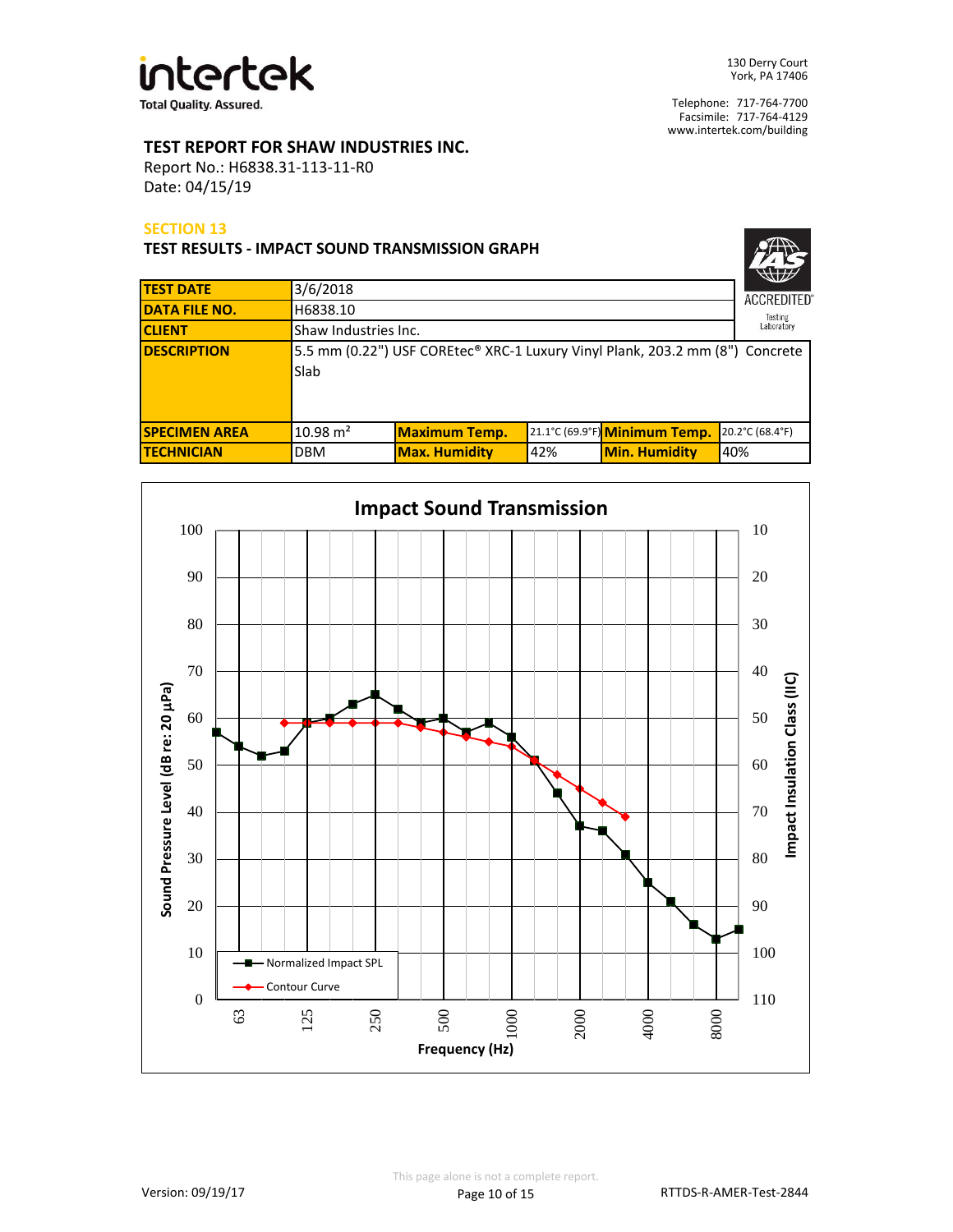**TEST REPORT FOR SHAW INDUSTRIES INC.**

Report No.: H6838.31-113-11-R0

Date: 04/15/19

## SECTION 13

### TEST RESULTS - IMPACT SOUND TRANSMISSION GRAPH

| | | | | | | |
|---|---|---|---|---|---|---|
| **TEST DATE** | 3/6/2018 | | | | | |
| **DATA FILE NO.** | H6838.10 | | | | | |
| **CLIENT** | Shaw Industries Inc. | | | | | |
| **DESCRIPTION** | 5.5 mm (0.22") USF COREtec® XRC-1 Luxury Vinyl Plank, 203.2 mm (8") Concrete Slab | | | | | |
| **SPECIMEN AREA** | 10.98 m² | **Maximum Temp.** | 21.1°C (69.9°F) | **Minimum Temp.** | 20.2°C (68.4°F) | |
| **TECHNICIAN** | DBM | **Max. Humidity** | 42% | **Min. Humidity** | 40% | |

**Impact Sound Transmission**

Sound Pressure Level (dB re: 20 µPa) / Impact Insulation Class (IIC) vs. Frequency (Hz)

Legend: Normalized Impact SPL; Contour Curve

Frequency (Hz): 63, 125, 250, 500, 1000, 2000, 4000, 8000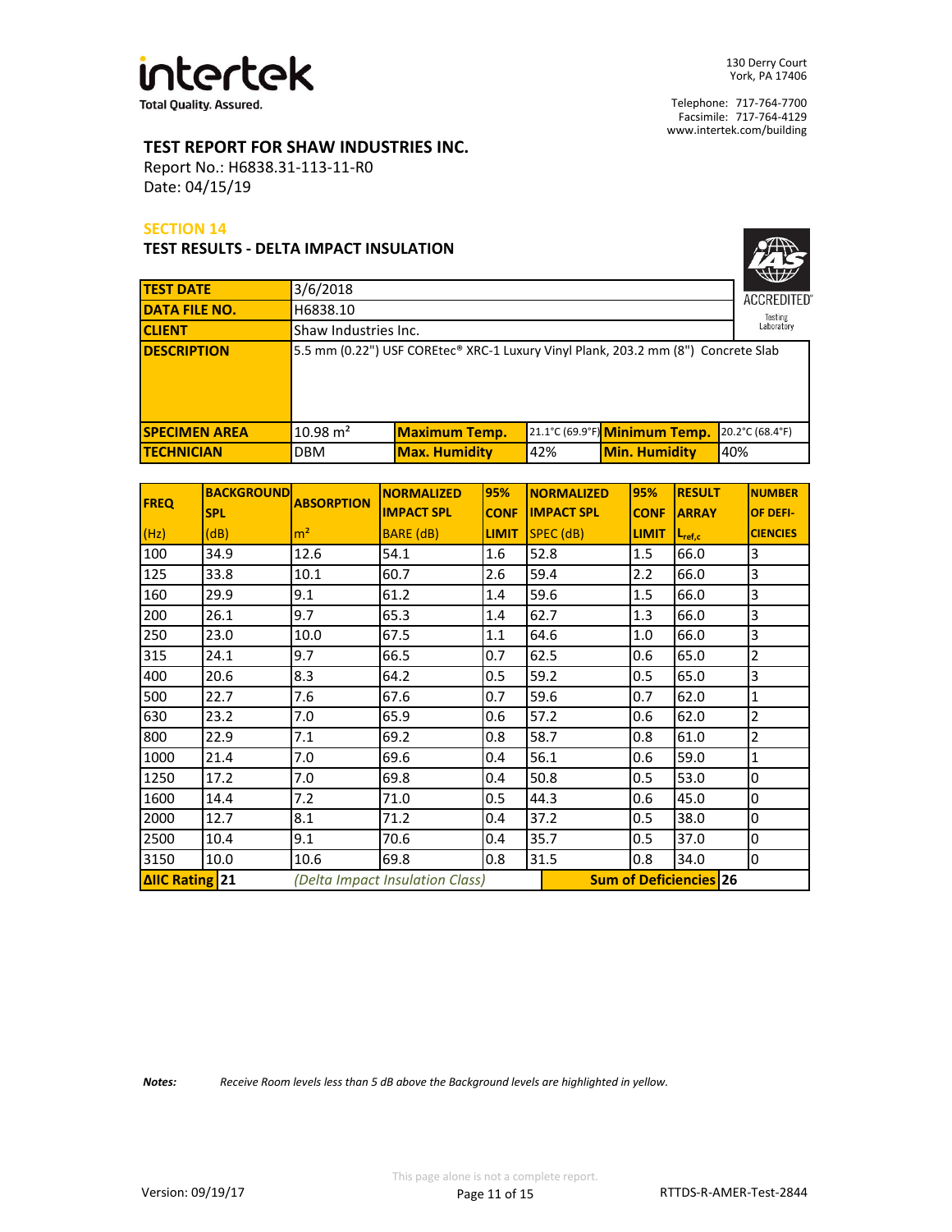Total Quality. Assured.

130 Derry Court
York, PA 17406

Telephone: 717-764-7700
Facsimile: 717-764-4129
www.intertek.com/building

# TEST REPORT FOR SHAW INDUSTRIES INC.

Report No.: H6838.31-113-11-R0
Date: 04/15/19

## SECTION 14

### TEST RESULTS - DELTA IMPACT INSULATION

| | | | | | |
|---|---|---|---|---|---|
| **TEST DATE** | 3/6/2018 | | | | |
| **DATA FILE NO.** | H6838.10 | | | | |
| **CLIENT** | Shaw Industries Inc. | | | | |
| **DESCRIPTION** | 5.5 mm (0.22") USF COREtec® XRC-1 Luxury Vinyl Plank, 203.2 mm (8") Concrete Slab | | | | |
| **SPECIMEN AREA** | 10.98 $m^2$ | **Maximum Temp.** | 21.1°C (69.9°F) | **Minimum Temp.** | 20.2°C (68.4°F) |
| **TECHNICIAN** | DBM | **Max. Humidity** | 42% | **Min. Humidity** | 40% |

| FREQ (Hz) | BACKGROUND SPL (dB) | ABSORPTION $m^2$ | NORMALIZED IMPACT SPL BARE (dB) | 95% CONF LIMIT | NORMALIZED IMPACT SPL SPEC (dB) | 95% CONF LIMIT | RESULT ARRAY $L_{ref,c}$ | NUMBER OF DEFI-CIENCIES |
|---|---|---|---|---|---|---|---|---|
| 100 | 34.9 | 12.6 | 54.1 | 1.6 | 52.8 | 1.5 | 66.0 | 3 |
| 125 | 33.8 | 10.1 | 60.7 | 2.6 | 59.4 | 2.2 | 66.0 | 3 |
| 160 | 29.9 | 9.1 | 61.2 | 1.4 | 59.6 | 1.5 | 66.0 | 3 |
| 200 | 26.1 | 9.7 | 65.3 | 1.4 | 62.7 | 1.3 | 66.0 | 3 |
| 250 | 23.0 | 10.0 | 67.5 | 1.1 | 64.6 | 1.0 | 66.0 | 3 |
| 315 | 24.1 | 9.7 | 66.5 | 0.7 | 62.5 | 0.6 | 65.0 | 2 |
| 400 | 20.6 | 8.3 | 64.2 | 0.5 | 59.2 | 0.5 | 65.0 | 3 |
| 500 | 22.7 | 7.6 | 67.6 | 0.7 | 59.6 | 0.7 | 62.0 | 1 |
| 630 | 23.2 | 7.0 | 65.9 | 0.6 | 57.2 | 0.6 | 62.0 | 2 |
| 800 | 22.9 | 7.1 | 69.2 | 0.8 | 58.7 | 0.8 | 61.0 | 2 |
| 1000 | 21.4 | 7.0 | 69.6 | 0.4 | 56.1 | 0.6 | 59.0 | 1 |
| 1250 | 17.2 | 7.0 | 69.8 | 0.4 | 50.8 | 0.5 | 53.0 | 0 |
| 1600 | 14.4 | 7.2 | 71.0 | 0.5 | 44.3 | 0.6 | 45.0 | 0 |
| 2000 | 12.7 | 8.1 | 71.2 | 0.4 | 37.2 | 0.5 | 38.0 | 0 |
| 2500 | 10.4 | 9.1 | 70.6 | 0.4 | 35.7 | 0.5 | 37.0 | 0 |
| 3150 | 10.0 | 10.6 | 69.8 | 0.8 | 31.5 | 0.8 | 34.0 | 0 |
| **ΔIIC Rating** | **21** | *(Delta Impact Insulation Class)* | | | **Sum of Deficiencies** | | | **26** |

***Notes:*** *Receive Room levels less than 5 dB above the Background levels are highlighted in yellow.*

This page alone is not a complete report.

Version: 09/19/17

RTTDS-R-AMER-Test-2844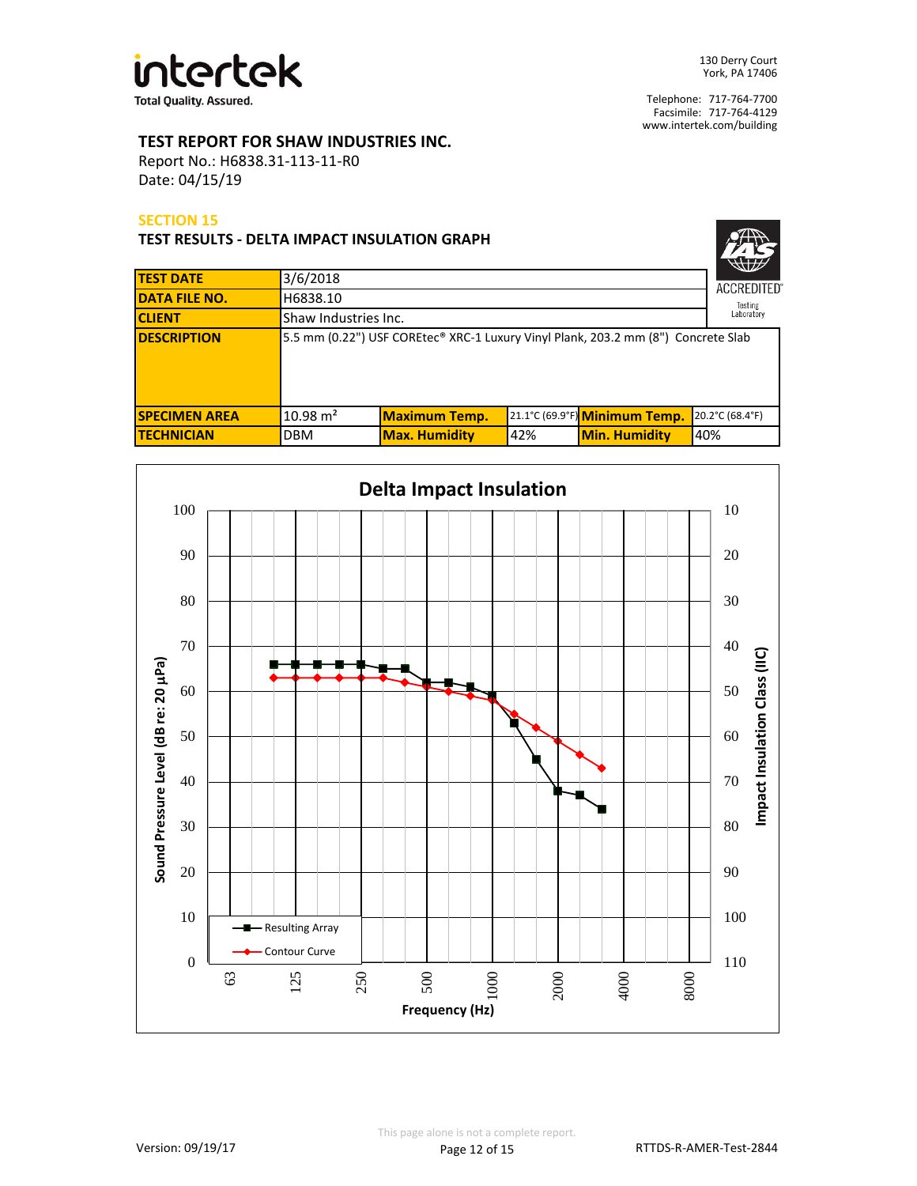**intertek**
Total Quality. Assured.

130 Derry Court
York, PA 17406

Telephone: 717-764-7700
Facsimile: 717-764-4129
www.intertek.com/building

## TEST REPORT FOR SHAW INDUSTRIES INC.

Report No.: H6838.31-113-11-R0
Date: 04/15/19

### SECTION 15

### TEST RESULTS - DELTA IMPACT INSULATION GRAPH

| | | | | | |
|---|---|---|---|---|---|
| **TEST DATE** | 3/6/2018 | | | | |
| **DATA FILE NO.** | H6838.10 | | | | |
| **CLIENT** | Shaw Industries Inc. | | | | |
| **DESCRIPTION** | 5.5 mm (0.22") USF COREtec® XRC-1 Luxury Vinyl Plank, 203.2 mm (8") Concrete Slab | | | | |
| **SPECIMEN AREA** | 10.98 m² | **Maximum Temp.** | 21.1°C (69.9°F) | **Minimum Temp.** | 20.2°C (68.4°F) |
| **TECHNICIAN** | DBM | **Max. Humidity** | 42% | **Min. Humidity** | 40% |

IAS ACCREDITED Testing Laboratory

**Delta Impact Insulation**

Sound Pressure Level (dB re: 20 µPa) vs. Frequency (Hz); Impact Insulation Class (IIC)

Legend: Resulting Array; Contour Curve

Version: 09/19/17

This page alone is not a complete report.

RTTDS-R-AMER-Test-2844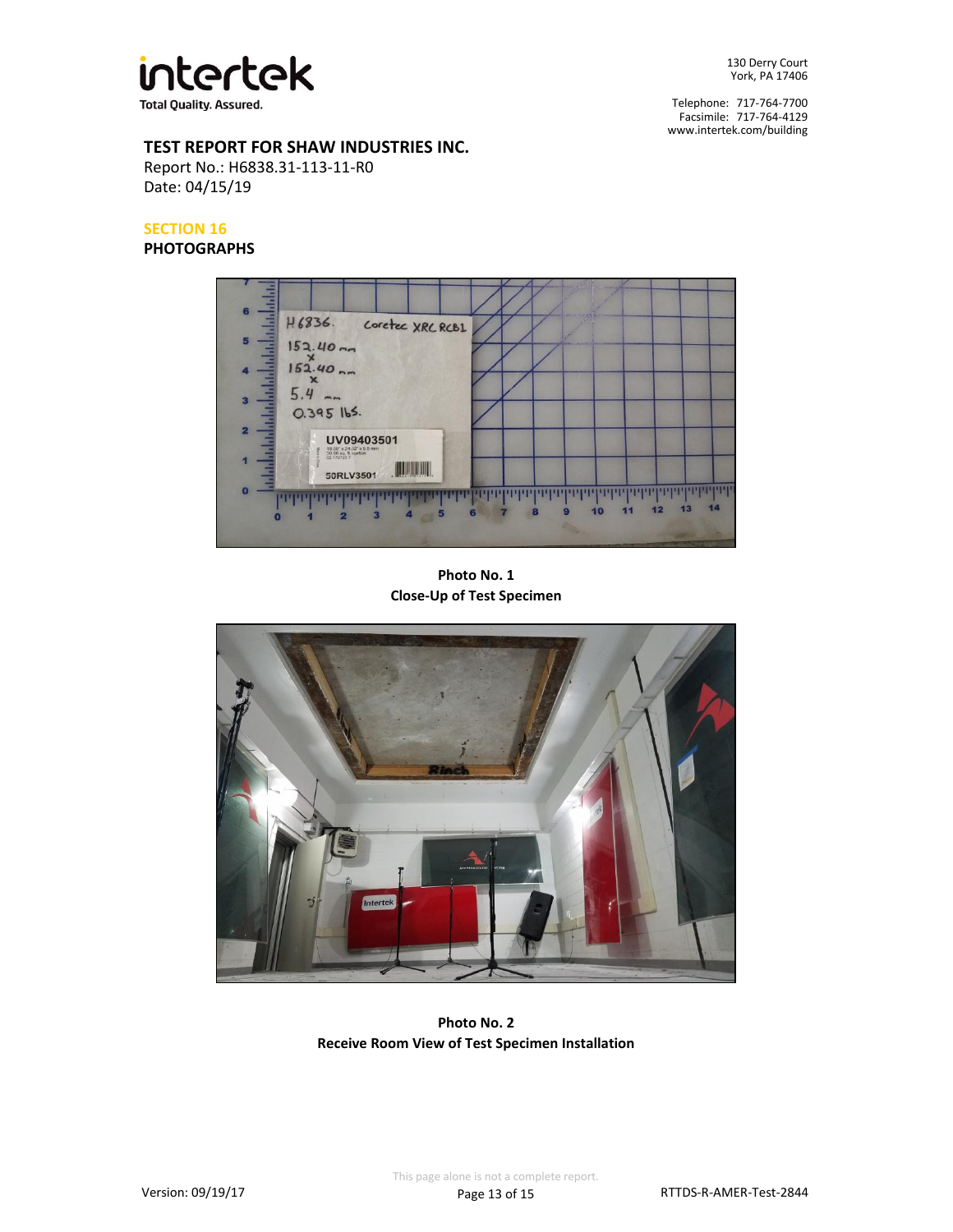**TEST REPORT FOR SHAW INDUSTRIES INC.**
Report No.: H6838.31-113-11-R0
Date: 04/15/19

## SECTION 16
## PHOTOGRAPHS

**Photo No. 1**
**Close-Up of Test Specimen**

**Photo No. 2**
**Receive Room View of Test Specimen Installation**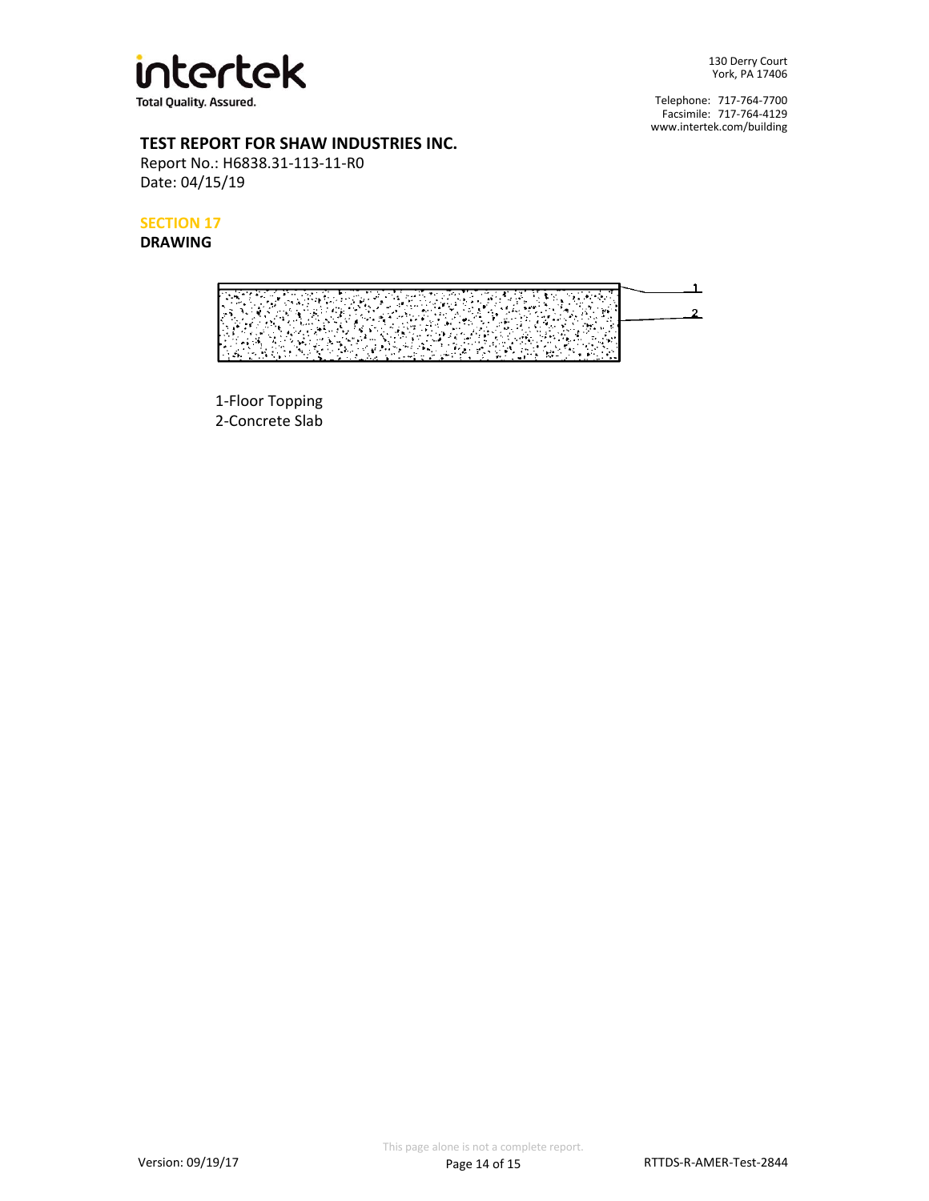**TEST REPORT FOR SHAW INDUSTRIES INC.**
Report No.: H6838.31-113-11-R0
Date: 04/15/19

## SECTION 17

**DRAWING**

1-Floor Topping
2-Concrete Slab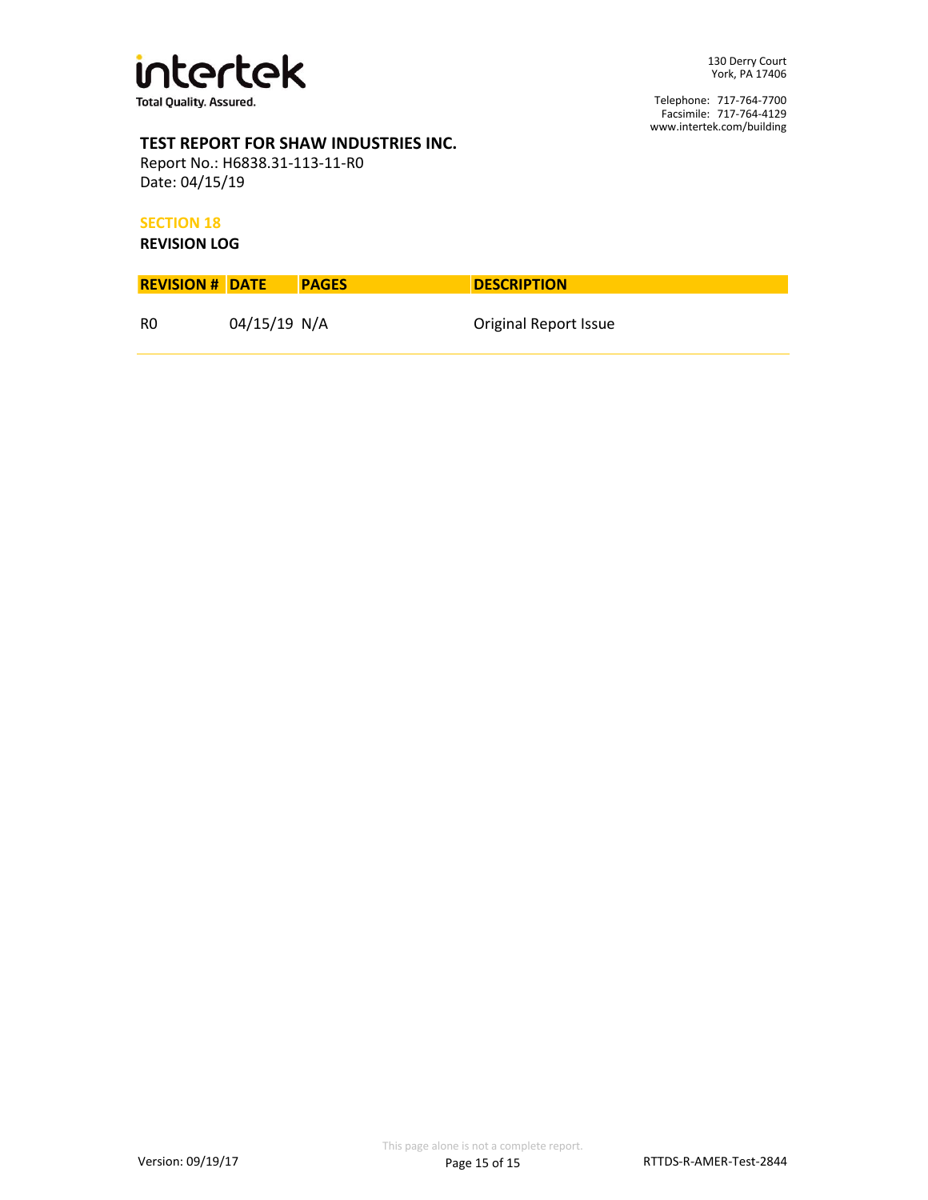**TEST REPORT FOR SHAW INDUSTRIES INC.**
Report No.: H6838.31-113-11-R0
Date: 04/15/19

## SECTION 18

## REVISION LOG

| REVISION # | DATE | PAGES | DESCRIPTION |
|---|---|---|---|
| R0 | 04/15/19 | N/A | Original Report Issue |

This page alone is not a complete report.